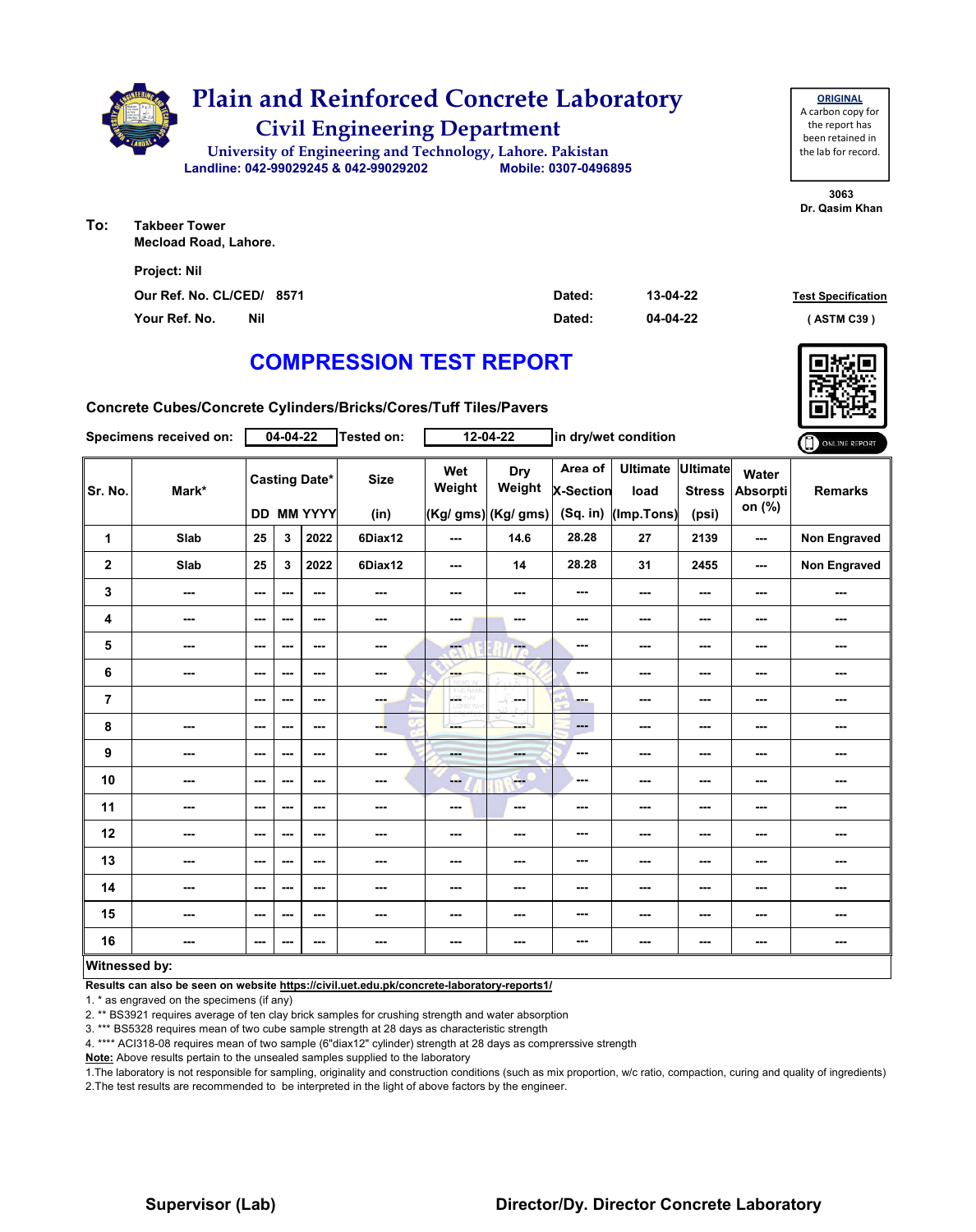# Plain and Reinforced Concrete Laboratory

## Civil Engineering Department

University of Engineering and Technology, Lahore. Pakistan

Landline: 042-99029245 & 042-99029202 Mobile: 0307-0496895

**ORIGINAL**
A carbon copy for the report has been retained in the lab for record.

3063
Dr. Qasim Khan

**To:** Takbeer Tower
Mecload Road, Lahore.

Project: Nil

Our Ref. No. CL/CED/ 8571 Dated: 13-04-22

Your Ref. No. Nil Dated: 04-04-22

Test Specification
( ASTM C39 )

## COMPRESSION TEST REPORT

Concrete Cubes/Concrete Cylinders/Bricks/Cores/Tuff Tiles/Pavers

Specimens received on: 04-04-22 Tested on: 12-04-22 in dry/wet condition

| Sr. No. | Mark* | Casting Date* DD | MM | YYYY | Size (in) | Wet Weight (Kg/ gms) | Dry Weight (Kg/ gms) | Area of X-Section (Sq. in) | Ultimate load (Imp.Tons) | Ultimate Stress (psi) | Water Absorption (%) | Remarks |
|---|---|---|---|---|---|---|---|---|---|---|---|---|
| 1 | Slab | 25 | 3 | 2022 | 6Diax12 | --- | 14.6 | 28.28 | 27 | 2139 | --- | Non Engraved |
| 2 | Slab | 25 | 3 | 2022 | 6Diax12 | --- | 14 | 28.28 | 31 | 2455 | --- | Non Engraved |
| 3 | --- | --- | --- | --- | --- | --- | --- | --- | --- | --- | --- | --- |
| 4 | --- | --- | --- | --- | --- | --- | --- | --- | --- | --- | --- | --- |
| 5 | --- | --- | --- | --- | --- | --- | --- | --- | --- | --- | --- | --- |
| 6 | --- | --- | --- | --- | --- | --- | --- | --- | --- | --- | --- | --- |
| 7 | | --- | --- | --- | --- | --- | --- | --- | --- | --- | --- | --- |
| 8 | --- | --- | --- | --- | --- | --- | --- | --- | --- | --- | --- | --- |
| 9 | --- | --- | --- | --- | --- | --- | --- | --- | --- | --- | --- | --- |
| 10 | --- | --- | --- | --- | --- | --- | --- | --- | --- | --- | --- | --- |
| 11 | --- | --- | --- | --- | --- | --- | --- | --- | --- | --- | --- | --- |
| 12 | --- | --- | --- | --- | --- | --- | --- | --- | --- | --- | --- | --- |
| 13 | --- | --- | --- | --- | --- | --- | --- | --- | --- | --- | --- | --- |
| 14 | --- | --- | --- | --- | --- | --- | --- | --- | --- | --- | --- | --- |
| 15 | --- | --- | --- | --- | --- | --- | --- | --- | --- | --- | --- | --- |
| 16 | --- | --- | --- | --- | --- | --- | --- | --- | --- | --- | --- | --- |

**Witnessed by:**

**Results can also be seen on website https://civil.uet.edu.pk/concrete-laboratory-reports1/**

1. * as engraved on the specimens (if any)
2. ** BS3921 requires average of ten clay brick samples for crushing strength and water absorption
3. *** BS5328 requires mean of two cube sample strength at 28 days as characteristic strength
4. **** ACI318-08 requires mean of two sample (6"diax12" cylinder) strength at 28 days as comprerssive strength

**Note:** Above results pertain to the unsealed samples supplied to the laboratory

1.The laboratory is not responsible for sampling, originality and construction conditions (such as mix proportion, w/c ratio, compaction, curing and quality of ingredients)
2.The test results are recommended to be interpreted in the light of above factors by the engineer.

**Supervisor (Lab)** **Director/Dy. Director Concrete Laboratory**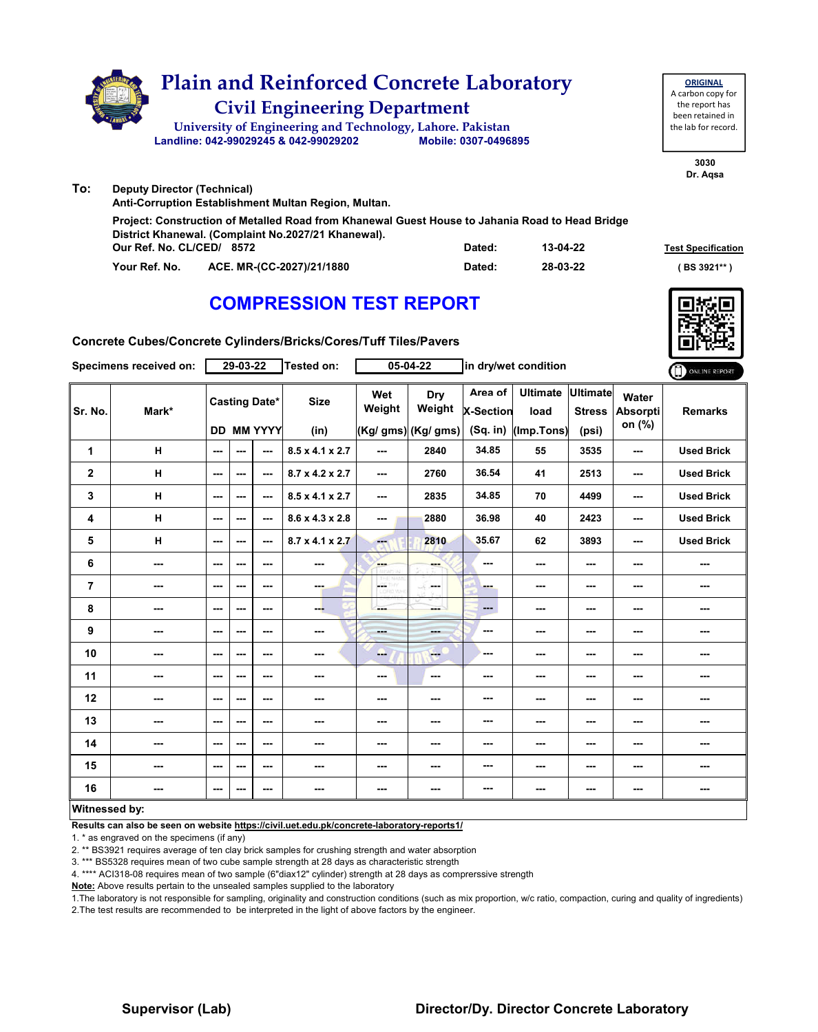# Plain and Reinforced Concrete Laboratory

## Civil Engineering Department

University of Engineering and Technology, Lahore. Pakistan

Landline: 042-99029245 & 042-99029202 Mobile: 0307-0496895

**ORIGINAL**
A carbon copy for the report has been retained in the lab for record.

3030
Dr. Aqsa

**To:** Deputy Director (Technical)
Anti-Corruption Establishment Multan Region, Multan.

Project: Construction of Metalled Road from Khanewal Guest House to Jahania Road to Head Bridge District Khanewal. (Complaint No.2027/21 Khanewal).

Our Ref. No. CL/CED/ 8572 Dated: 13-04-22

Your Ref. No. ACE. MR-(CC-2027)/21/1880 Dated: 28-03-22

Test Specification ( BS 3921** )

## COMPRESSION TEST REPORT

**Concrete Cubes/Concrete Cylinders/Bricks/Cores/Tuff Tiles/Pavers**

Specimens received on: 29-03-22 Tested on: 05-04-22 in dry/wet condition

| Sr. No. | Mark* | Casting Date* | | | Size | Wet Weight | Dry Weight | Area of X-Section | Ultimate load | Ultimate Stress | Water Absorption (%) | Remarks |
|---|---|---|---|---|---|---|---|---|---|---|---|---|
| | | DD | MM | YYYY | (in) | (Kg/ gms) | (Kg/ gms) | (Sq. in) | (Imp.Tons) | (psi) | | |
| 1 | H | --- | --- | --- | 8.5 x 4.1 x 2.7 | --- | 2840 | 34.85 | 55 | 3535 | --- | Used Brick |
| 2 | H | --- | --- | --- | 8.7 x 4.2 x 2.7 | --- | 2760 | 36.54 | 41 | 2513 | --- | Used Brick |
| 3 | H | --- | --- | --- | 8.5 x 4.1 x 2.7 | --- | 2835 | 34.85 | 70 | 4499 | --- | Used Brick |
| 4 | H | --- | --- | --- | 8.6 x 4.3 x 2.8 | --- | 2880 | 36.98 | 40 | 2423 | --- | Used Brick |
| 5 | H | --- | --- | --- | 8.7 x 4.1 x 2.7 | --- | 2810 | 35.67 | 62 | 3893 | --- | Used Brick |
| 6 | --- | --- | --- | --- | --- | --- | --- | --- | --- | --- | --- | --- |
| 7 | --- | --- | --- | --- | --- | --- | --- | --- | --- | --- | --- | --- |
| 8 | --- | --- | --- | --- | --- | --- | --- | --- | --- | --- | --- | --- |
| 9 | --- | --- | --- | --- | --- | --- | --- | --- | --- | --- | --- | --- |
| 10 | --- | --- | --- | --- | --- | --- | --- | --- | --- | --- | --- | --- |
| 11 | --- | --- | --- | --- | --- | --- | --- | --- | --- | --- | --- | --- |
| 12 | --- | --- | --- | --- | --- | --- | --- | --- | --- | --- | --- | --- |
| 13 | --- | --- | --- | --- | --- | --- | --- | --- | --- | --- | --- | --- |
| 14 | --- | --- | --- | --- | --- | --- | --- | --- | --- | --- | --- | --- |
| 15 | --- | --- | --- | --- | --- | --- | --- | --- | --- | --- | --- | --- |
| 16 | --- | --- | --- | --- | --- | --- | --- | --- | --- | --- | --- | --- |

**Witnessed by:**

**Results can also be seen on website https://civil.uet.edu.pk/concrete-laboratory-reports1/**

1. * as engraved on the specimens (if any)
2. ** BS3921 requires average of ten clay brick samples for crushing strength and water absorption
3. *** BS5328 requires mean of two cube sample strength at 28 days as characteristic strength
4. **** ACI318-08 requires mean of two sample (6"diax12" cylinder) strength at 28 days as comprerssive strength

**Note:** Above results pertain to the unsealed samples supplied to the laboratory

1.The laboratory is not responsible for sampling, originality and construction conditions (such as mix proportion, w/c ratio, compaction, curing and quality of ingredients)
2.The test results are recommended to be interpreted in the light of above factors by the engineer.

**Supervisor (Lab)** **Director/Dy. Director Concrete Laboratory**